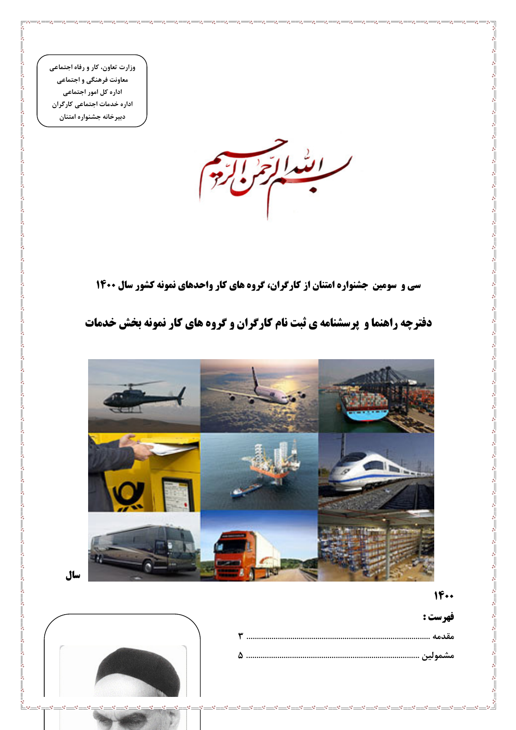وزارت تعاون، کار و رفاه اجتماعی
معاونت فرهنگی و اجتماعی
اداره کل امور اجتماعی
اداره خدمات اجتماعی کارگران
دبیرخانه جشنواره امتنان

بسم الله الرحمن الرحیم

## سی و سومین جشنواره امتنان از کارگران، گروه های کار واحدهای نمونه کشور سال ۱۴۰۰

## دفترچه راهنما و پرسشنامه ی ثبت نام کارگران و گروه های کار نمونه بخش خدمات

سال ۱۴۰۰

**فهرست :**

مقدمه ............................................................................................ ۳

مشمولین ........................................................................................ ۵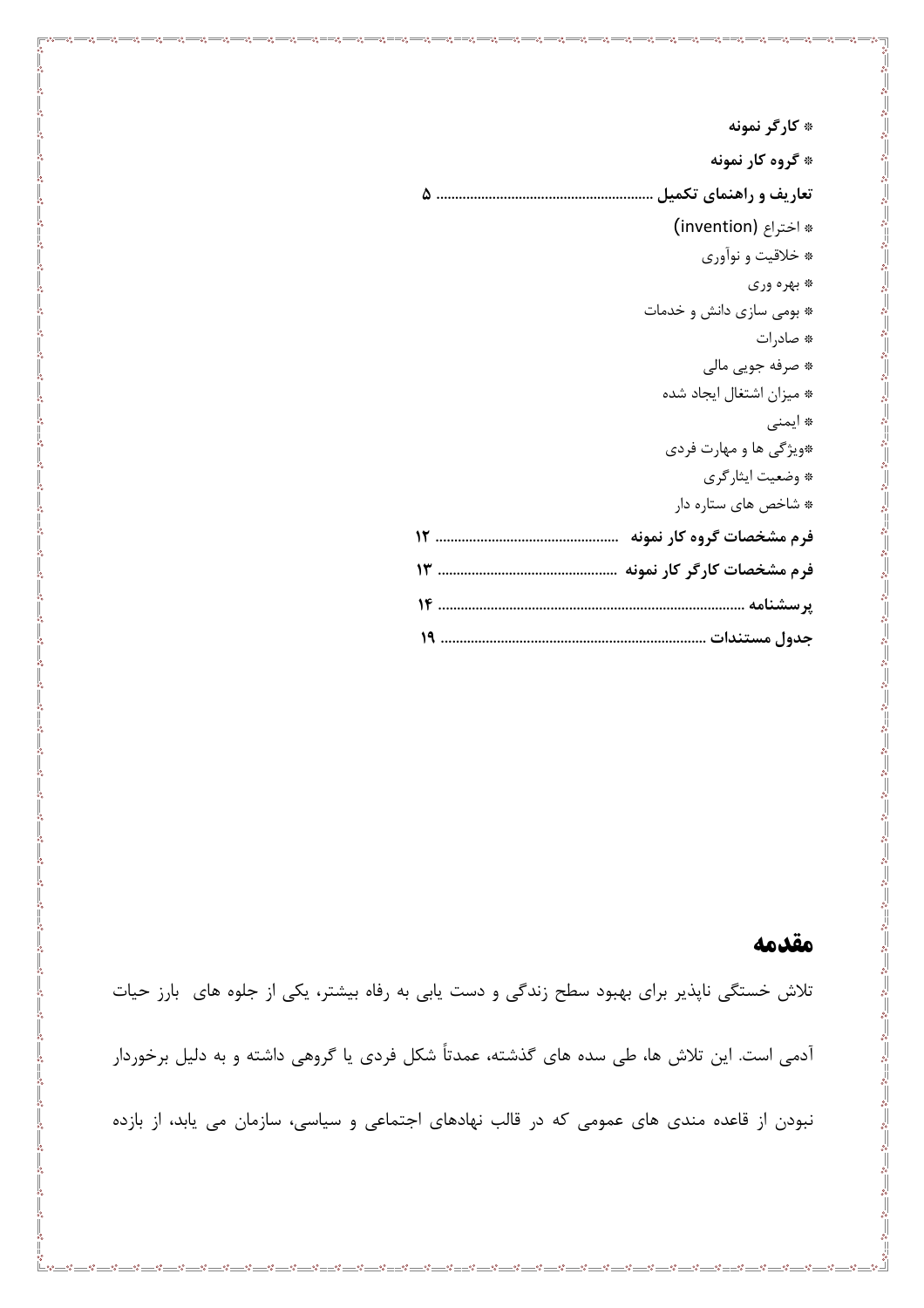* **کارگر نمونه**
* **گروه کار نمونه**

**تعاریف و راهنمای تکمیل ........................................................ ۵**

* اختراع (invention)
* خلاقیت و نوآوری
* بهره وری
* بومی سازی دانش و خدمات
* صادرات
* صرفه جویی مالی
* میزان اشتغال ایجاد شده
* ایمنی
* ویژگی ها و مهارت فردی
* وضعیت ایثارگری
* شاخص های ستاره دار

**فرم مشخصات گروه کار نمونه ................................................ ۱۲**

**فرم مشخصات کارگر کار نمونه ............................................... ۱۳**

**پرسشنامه ................................................................................ ۱۴**

**جدول مستندات ...................................................................... ۱۹**

## مقدمه

تلاش خستگی ناپذیر برای بهبود سطح زندگی و دست یابی به رفاه بیشتر، یکی از جلوه های بارز حیات آدمی است. این تلاش ها، طی سده های گذشته، عمدتاً شکل فردی یا گروهی داشته و به دلیل برخوردار نبودن از قاعده مندی های عمومی که در قالب نهادهای اجتماعی و سیاسی، سازمان می یابد، از بازده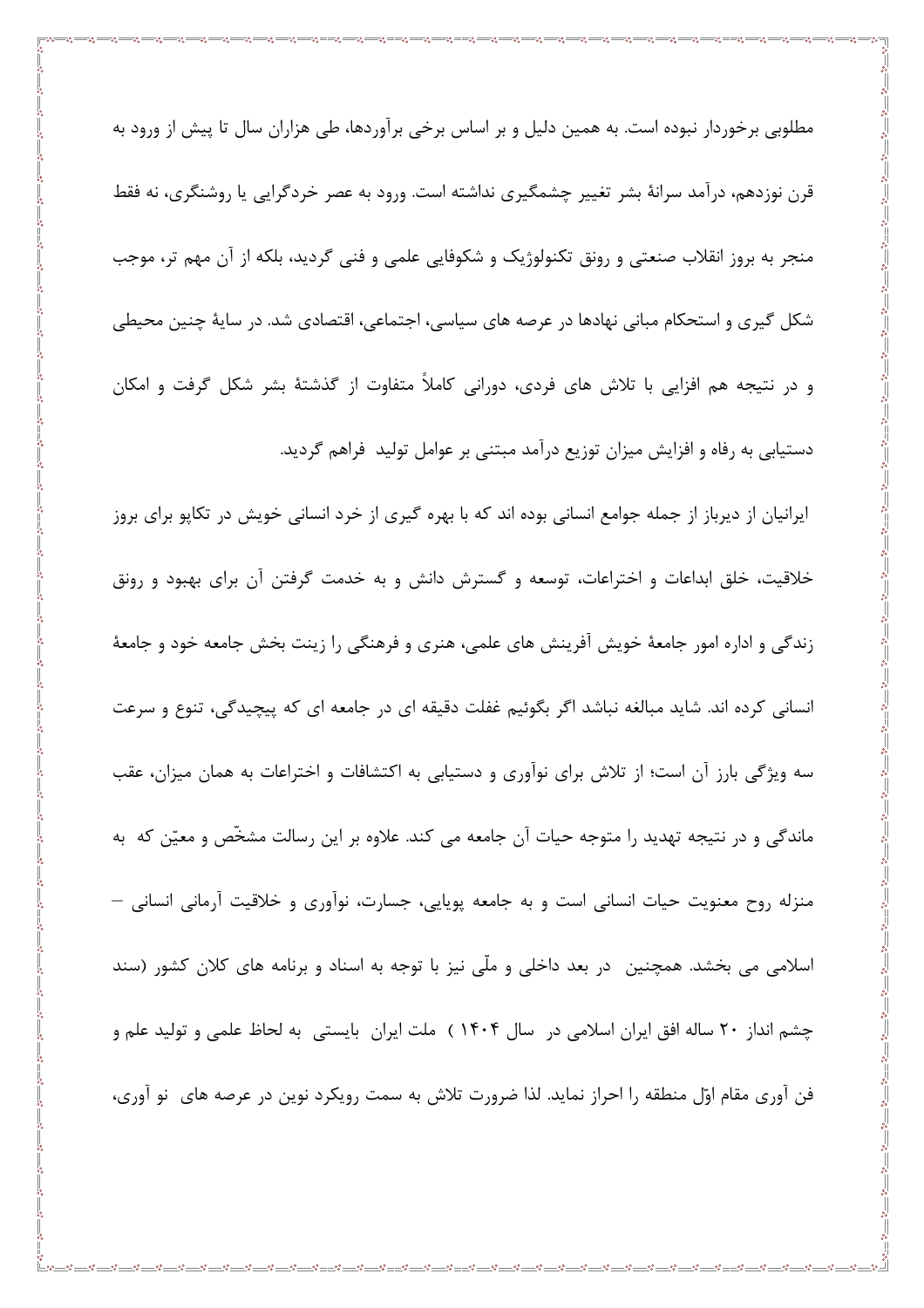مطلوبی برخوردار نبوده است. به همین دلیل و بر اساس برخی برآوردها، طی هزاران سال تا پیش از ورود به قرن نوزدهم، درآمد سرانۀ بشر تغییر چشمگیری نداشته است. ورود به عصر خردگرایی یا روشنگری، نه فقط منجر به بروز انقلاب صنعتی و رونق تکنولوژیک و شکوفایی علمی و فنی گردید، بلکه از آن مهم تر، موجب شکل گیری و استحکام مبانی نهادها در عرصه های سیاسی، اجتماعی، اقتصادی شد. در سایۀ چنین محیطی و در نتیجه هم افزایی با تلاش های فردی، دورانی کاملاً متفاوت از گذشتۀ بشر شکل گرفت و امکان دستیابی به رفاه و افزایش میزان توزیع درآمد مبتنی بر عوامل تولید فراهم گردید.

ایرانیان از دیرباز از جمله جوامع انسانی بوده اند که با بهره گیری از خرد انسانی خویش در تکاپو برای بروز خلاقیت، خلق ابداعات و اختراعات، توسعه و گسترش دانش و به خدمت گرفتن آن برای بهبود و رونق زندگی و اداره امور جامعۀ خویش آفرینش های علمی، هنری و فرهنگی را زینت بخش جامعه خود و جامعۀ انسانی کرده اند. شاید مبالغه نباشد اگر بگوئیم غفلت دقیقه ای در جامعه ای که پیچیدگی، تنوع و سرعت سه ویژگی بارز آن است؛ از تلاش برای نوآوری و دستیابی به اکتشافات و اختراعات به همان میزان، عقب ماندگی و در نتیجه تهدید را متوجه حیات آن جامعه می کند. علاوه بر این رسالت مشخّص و معیّن که به منزله روح معنویت حیات انسانی است و به جامعه پویایی، جسارت، نوآوری و خلاقیت آرمانی انسانی – اسلامی می بخشد. همچنین در بعد داخلی و ملّی نیز با توجه به اسناد و برنامه های کلان کشور (سند چشم انداز ۲۰ ساله افق ایران اسلامی در سال ۱۴۰۴ ) ملت ایران بایستی به لحاظ علمی و تولید علم و فن آوری مقام اوّل منطقه را احراز نماید. لذا ضرورت تلاش به سمت رویکرد نوین در عرصه های نو آوری،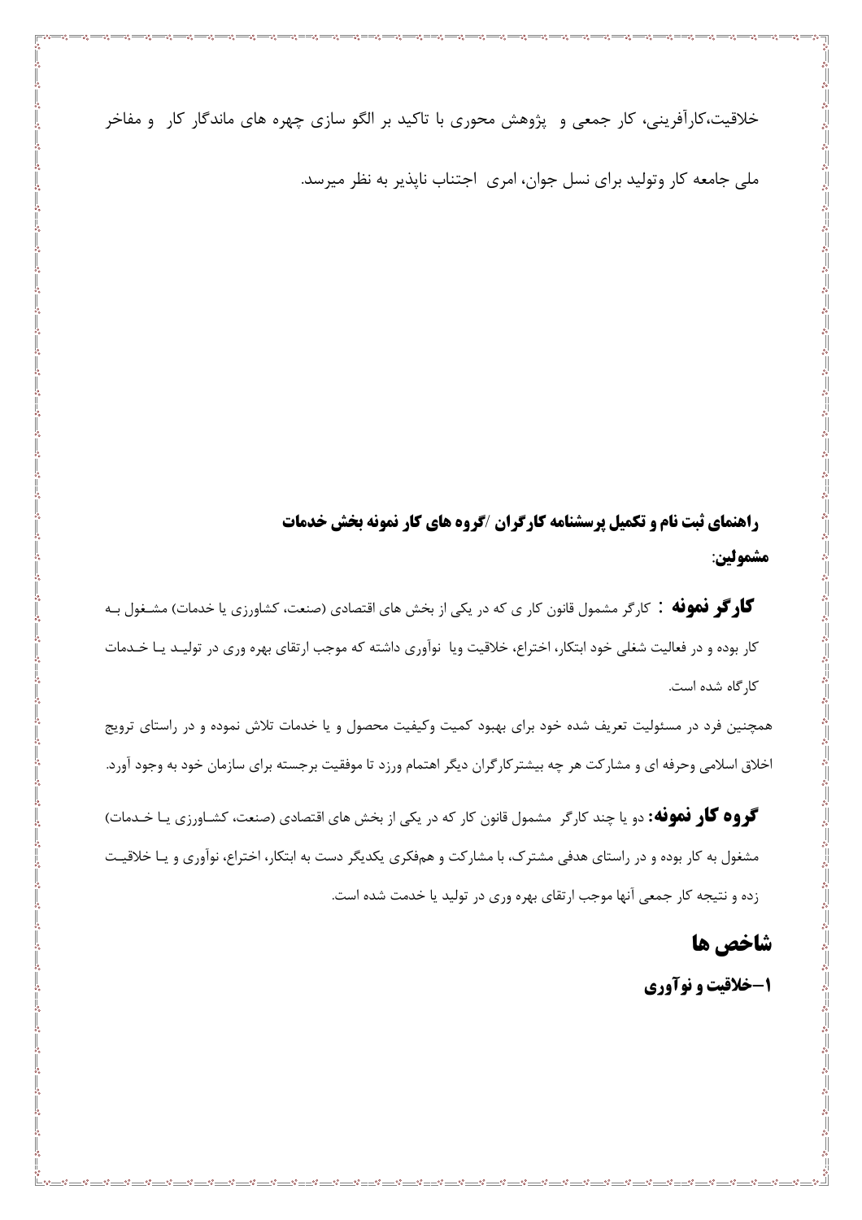خلاقیت،کارآفرینی، کار جمعی و  پژوهش محوری با تاکید بر الگو سازی چهره های ماندگار کار  و مفاخر ملی جامعه کار وتولید برای نسل جوان، امری  اجتناب ناپذیر به نظر میرسد.

**راهنمای ثبت نام و تکمیل پرسشنامه کارگران /گروه های کار نمونه بخش خدمات**

**مشمولین:**

**کارگر نمونه :** کارگر مشمول قانون کار ی که در یکی از بخش های اقتصادی (صنعت، کشاورزی یا خدمات) مشغول به کار بوده و در فعالیت شغلی خود ابتکار، اختراع، خلاقیت ویا  نوآوری داشته که موجب ارتقای بهره وری در تولید یا خدمات کارگاه شده است.

همچنین فرد در مسئولیت تعریف شده خود برای بهبود کمیت وکیفیت محصول و یا خدمات تلاش نموده و در راستای ترویج اخلاق اسلامی وحرفه ای و مشارکت هر چه بیشترکارگران دیگر اهتمام ورزد تا موفقیت برجسته برای سازمان خود به وجود آورد.

**گروه کار نمونه:** دو یا چند کارگر  مشمول قانون کار که در یکی از بخش های اقتصادی (صنعت، کشاورزی یا خدمات) مشغول به کار بوده و در راستای هدفی مشترک، با مشارکت و هم‌فکری یکدیگر دست به ابتکار، اختراع، نوآوری و یا خلاقیت زده و نتیجه کار جمعی آنها موجب ارتقای بهره وری در تولید یا خدمت شده است.

## شاخص ها

### ۱-خلاقیت و نوآوری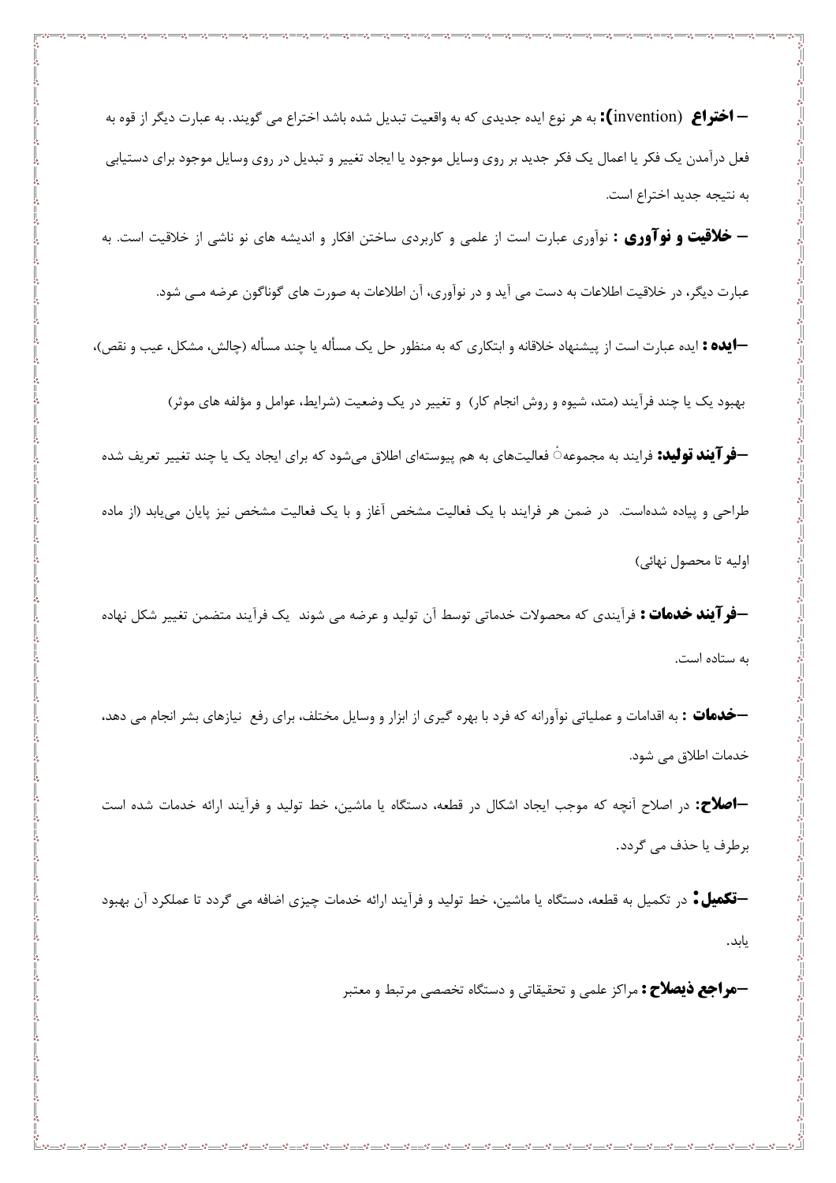**– اختراع (invention):** به هر نوع ایده جدیدی که به واقعیت تبدیل شده باشد اختراع می گویند. به عبارت دیگر از قوه به فعل درآمدن یک فکر یا اعمال یک فکر جدید بر روی وسایل موجود یا ایجاد تغییر و تبدیل در روی وسایل موجود برای دستیابی به نتیجه جدید اختراع است.

**– خلاقیت و نوآوری :** نوآوری عبارت است از علمی و کاربردی ساختن افکار و اندیشه های نو ناشی از خلاقیت است. به عبارت دیگر، در خلاقیت اطلاعات به دست می آید و در نوآوری، آن اطلاعات به صورت های گوناگون عرضه مــی شود.

**–ایده :** ایده عبارت است از پیشنهاد خلاقانه و ابتکاری که به منظور حل یک مسأله یا چند مسأله (چالش، مشکل، عیب و نقص)، بهبود یک یا چند فرآیند (متد، شیوه و روش انجام کار) و تغییر در یک وضعیت (شرایط، عوامل و مؤلفه های موثر)

**–فرآیند تولید:** فرایند به مجموعهٔ فعالیت‌های به هم پیوسته‌ای اطلاق می‌شود که برای ایجاد یک یا چند تغییر تعریف شده طراحی و پیاده شده‌است. در ضمن هر فرایند با یک فعالیت مشخص آغاز و با یک فعالیت مشخص نیز پایان می‌یابد (از ماده اولیه تا محصول نهائی)

**–فرآیند خدمات :** فرآیندی که محصولات خدماتی توسط آن تولید و عرضه می شوند یک فرآیند متضمن تغییر شکل نهاده به ستاده است.

**–خدمات :** به اقدامات و عملیاتی نوآورانه که فرد با بهره گیری از ابزار و وسایل مختلف، برای رفع نیازهای بشر انجام می دهد، خدمات اطلاق می شود.

**–اصلاح:** در اصلاح آنچه که موجب ایجاد اشکال در قطعه، دستگاه یا ماشین، خط تولید و فرآیند ارائه خدمات شده است برطرف یا حذف می گردد.

**–تکمیل:** در تکمیل به قطعه، دستگاه یا ماشین، خط تولید و فرآیند ارائه خدمات چیزی اضافه می گردد تا عملکرد آن بهبود یابد.

**–مراجع ذیصلاح :** مراکز علمی و تحقیقاتی و دستگاه تخصصی مرتبط و معتبر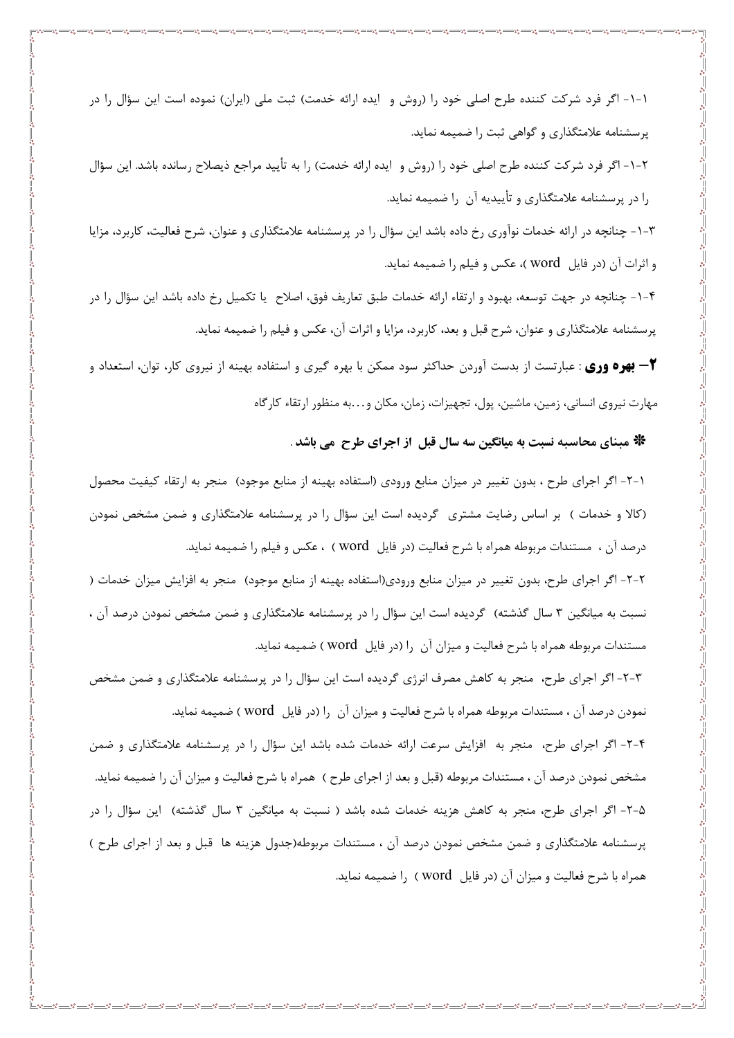۱-۱- اگر فرد شرکت کننده طرح اصلی خود را (روش و ایده ارائه خدمت) ثبت ملی (ایران) نموده است این سؤال را در پرسشنامه علامتگذاری و گواهی ثبت را ضمیمه نماید.

۲-۱- اگر فرد شرکت کننده طرح اصلی خود را (روش و ایده ارائه خدمت) را به تأیید مراجع ذیصلاح رسانده باشد. این سؤال را در پرسشنامه علامتگذاری و تأییدیه آن را ضمیمه نماید.

۳-۱- چنانچه در ارائه خدمات نوآوری رخ داده باشد این سؤال را در پرسشنامه علامتگذاری و عنوان، شرح فعالیت، کاربرد، مزایا و اثرات آن (در فایل word)، عکس و فیلم را ضمیمه نماید.

۴-۱- چنانچه در جهت توسعه، بهبود و ارتقاء ارائه خدمات طبق تعاریف فوق، اصلاح یا تکمیل رخ داده باشد این سؤال را در پرسشنامه علامتگذاری و عنوان، شرح قبل و بعد، کاربرد، مزایا و اثرات آن، عکس و فیلم را ضمیمه نماید.

**۲– بهره وری** : عبارتست از بدست آوردن حداکثر سود ممکن با بهره گیری و استفاده بهینه از نیروی کار، توان، استعداد و مهارت نیروی انسانی، زمین، ماشین، پول، تجهیزات، زمان، مکان و ...به منظور ارتقاء کارگاه

**❋ مبنای محاسبه نسبت به میانگین سه سال قبل از اجرای طرح می باشد.**

۱-۲- اگر اجرای طرح ، بدون تغییر در میزان منابع ورودی (استفاده بهینه از منابع موجود) منجر به ارتقاء کیفیت محصول (کالا و خدمات ) بر اساس رضایت مشتری گردیده است این سؤال را در پرسشنامه علامتگذاری و ضمن مشخص نمودن درصد آن ، مستندات مربوطه همراه با شرح فعالیت (در فایل word ) ، عکس و فیلم را ضمیمه نماید.

۲-۲- اگر اجرای طرح، بدون تغییر در میزان منابع ورودی(استفاده بهینه از منابع موجود) منجر به افزایش میزان خدمات ( نسبت به میانگین ۳ سال گذشته) گردیده است این سؤال را در پرسشنامه علامتگذاری و ضمن مشخص نمودن درصد آن ، مستندات مربوطه همراه با شرح فعالیت و میزان آن را (در فایل word ) ضمیمه نماید.

۳-۲- اگر اجرای طرح، منجر به کاهش مصرف انرژی گردیده است این سؤال را در پرسشنامه علامتگذاری و ضمن مشخص نمودن درصد آن ، مستندات مربوطه همراه با شرح فعالیت و میزان آن را (در فایل word ) ضمیمه نماید.

۴-۲- اگر اجرای طرح، منجر به افزایش سرعت ارائه خدمات شده باشد این سؤال را در پرسشنامه علامتگذاری و ضمن مشخص نمودن درصد آن ، مستندات مربوطه (قبل و بعد از اجرای طرح ) همراه با شرح فعالیت و میزان آن را ضمیمه نماید.

۵-۲- اگر اجرای طرح، منجر به کاهش هزینه خدمات شده باشد ( نسبت به میانگین ۳ سال گذشته) این سؤال را در پرسشنامه علامتگذاری و ضمن مشخص نمودن درصد آن ، مستندات مربوطه(جدول هزینه ها قبل و بعد از اجرای طرح ) همراه با شرح فعالیت و میزان آن (در فایل word ) را ضمیمه نماید.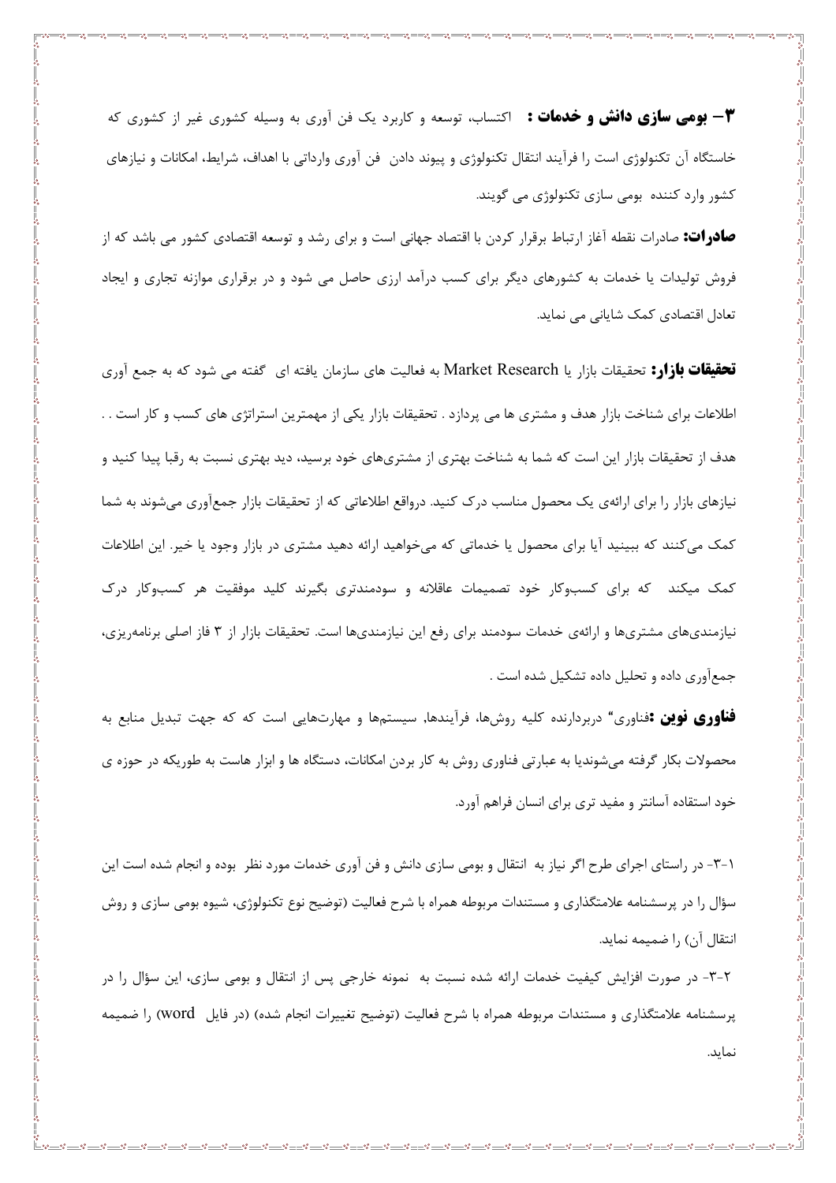**۳– بومی سازی دانش و خدمات :** اکتساب، توسعه و کاربرد یک فن آوری به وسیله کشوری غیر از کشوری که خاستگاه آن تکنولوژی است را فرآیند انتقال تکنولوژی و پیوند دادن فن آوری وارداتی با اهداف، شرایط، امکانات و نیازهای کشور وارد کننده بومی سازی تکنولوژی می گویند.

**صادرات:** صادرات نقطه آغاز ارتباط برقرار کردن با اقتصاد جهانی است و برای رشد و توسعه اقتصادی کشور می باشد که از فروش تولیدات یا خدمات به کشورهای دیگر برای کسب درآمد ارزی حاصل می شود و در برقراری موازنه تجاری و ایجاد تعادل اقتصادی کمک شایانی می نماید.

**تحقیقات بازار:** تحقیقات بازار یا Market Research به فعالیت های سازمان یافته ای گفته می شود که به جمع آوری اطلاعات برای شناخت بازار هدف و مشتری ها می پردازد . تحقیقات بازار یکی از مهمترین استراتژی های کسب و کار است . . هدف از تحقیقات بازار این است که شما به شناخت بهتری از مشتری‌های خود برسید، دید بهتری نسبت به رقبا پیدا کنید و نیازهای بازار را برای ارائه‌ی یک محصول مناسب درک کنید. درواقع اطلاعاتی که از تحقیقات بازار جمع‌آوری می‌شوند به شما کمک می‌کنند که ببینید آیا برای محصول یا خدماتی که می‌خواهید ارائه دهید مشتری در بازار وجود دارد یا خیر. این اطلاعات کمک میکند که برای کسب‌وکار خود تصمیمات عاقلانه و سودمندتری بگیرند کلید موفقیت هر کسب‌وکار درک نیازمندی‌های مشتری‌ها و ارائه‌ی خدمات سودمند برای رفع این نیازمندی‌ها است. تحقیقات بازار از ۳ فاز اصلی برنامه‌ریزی، جمع‌آوری داده و تحلیل داده تشکیل شده است .

**فناوری نوین :**فناوری" دربردارنده کلیه روش‌ها، فرآیندها, سیستم‌ها و مهارت‌هایی است که که جهت تبدیل منابع به محصولات بکار گرفته می‌شوندیا به عبارتی فناوری روش به کار بردن امکانات، دستگاه ها و ابزار هاست به طوریکه در حوزه ی خود استقاده آسانتر و مفید تری برای انسان فراهم آورد.

۱-۳- در راستای اجرای طرح اگر نیاز به انتقال و بومی سازی دانش و فن آوری خدمات مورد نظر بوده و انجام شده است این سؤال را در پرسشنامه علامتگذاری و مستندات مربوطه همراه با شرح فعالیت (توضیح نوع تکنولوژی، شیوه بومی سازی و روش انتقال آن) را ضمیمه نماید.

۲-۳- در صورت افزایش کیفیت خدمات ارائه شده نسبت به نمونه خارجی پس از انتقال و بومی سازی، این سؤال را در پرسشنامه علامتگذاری و مستندات مربوطه همراه با شرح فعالیت (توضیح تغییرات انجام شده) (در فایل word) را ضمیمه نماید.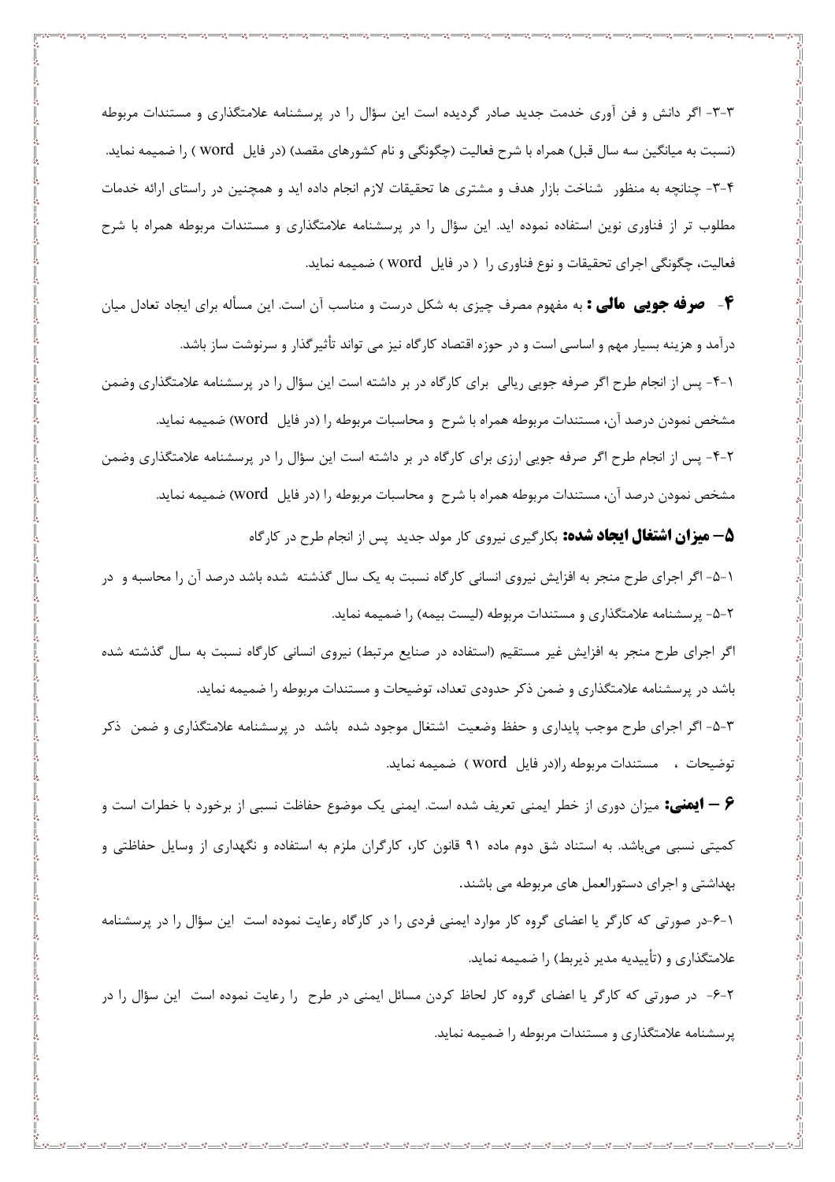۳-۳- اگر دانش و فن آوری خدمت جدید صادر گردیده است این سؤال را در پرسشنامه علامتگذاری و مستندات مربوطه (نسبت به میانگین سه سال قبل) همراه با شرح فعالیت (چگونگی و نام کشورهای مقصد) (در فایل word ) را ضمیمه نماید.

۴-۳- چنانچه به منظور شناخت بازار هدف و مشتری ها تحقیقات لازم انجام داده اید و همچنین در راستای ارائه خدمات مطلوب تر از فناوری نوین استفاده نموده اید. این سؤال را در پرسشنامه علامتگذاری و مستندات مربوطه همراه با شرح فعالیت، چگونگی اجرای تحقیقات و نوع فناوری را ( در فایل word ) ضمیمه نماید.

**۴- صرفه جویی مالی :** به مفهوم مصرف چیزی به شکل درست و مناسب آن است. این مسأله برای ایجاد تعادل میان درآمد و هزینه بسیار مهم و اساسی است و در حوزه اقتصاد کارگاه نیز می تواند تأثیرگذار و سرنوشت ساز باشد.

۱-۴- پس از انجام طرح اگر صرفه جویی ریالی برای کارگاه در بر داشته است این سؤال را در پرسشنامه علامتگذاری وضمن مشخص نمودن درصد آن، مستندات مربوطه همراه با شرح و محاسبات مربوطه را (در فایل word) ضمیمه نماید.

۲-۴- پس از انجام طرح اگر صرفه جویی ارزی برای کارگاه در بر داشته است این سؤال را در پرسشنامه علامتگذاری وضمن مشخص نمودن درصد آن، مستندات مربوطه همراه با شرح و محاسبات مربوطه را (در فایل word) ضمیمه نماید.

**۵– میزان اشتغال ایجاد شده:** بکارگیری نیروی کار مولد جدید پس از انجام طرح در کارگاه

۱-۵- اگر اجرای طرح منجر به افزایش نیروی انسانی کارگاه نسبت به یک سال گذشته شده باشد درصد آن را محاسبه و در

۲-۵- پرسشنامه علامتگذاری و مستندات مربوطه (لیست بیمه) را ضمیمه نماید.

اگر اجرای طرح منجر به افزایش غیر مستقیم (استفاده در صنایع مرتبط) نیروی انسانی کارگاه نسبت به سال گذشته شده باشد در پرسشنامه علامتگذاری و ضمن ذکر حدودی تعداد، توضیحات و مستندات مربوطه را ضمیمه نماید.

۳-۵- اگر اجرای طرح موجب پایداری و حفظ وضعیت اشتغال موجود شده باشد در پرسشنامه علامتگذاری و ضمن ذکر توضیحات ، مستندات مربوطه را(در فایل word ) ضمیمه نماید.

**۶ – ایمنی:** میزان دوری از خطر ایمنی تعریف شده است. ایمنی یک موضوع حفاظت نسبی از برخورد با خطرات است و کمیتی نسبی می‌باشد. به استناد شق دوم ماده ۹۱ قانون کار، کارگران ملزم به استفاده و نگهداری از وسایل حفاظتی و بهداشتی و اجرای دستورالعمل های مربوطه می باشند.

۱-۶-در صورتی که کارگر یا اعضای گروه کار موارد ایمنی فردی را در کارگاه رعایت نموده است این سؤال را در پرسشنامه علامتگذاری و (تأییدیه مدیر ذیربط) را ضمیمه نماید.

۲-۶- در صورتی که کارگر یا اعضای گروه کار لحاظ کردن مسائل ایمنی در طرح را رعایت نموده است این سؤال را در پرسشنامه علامتگذاری و مستندات مربوطه را ضمیمه نماید.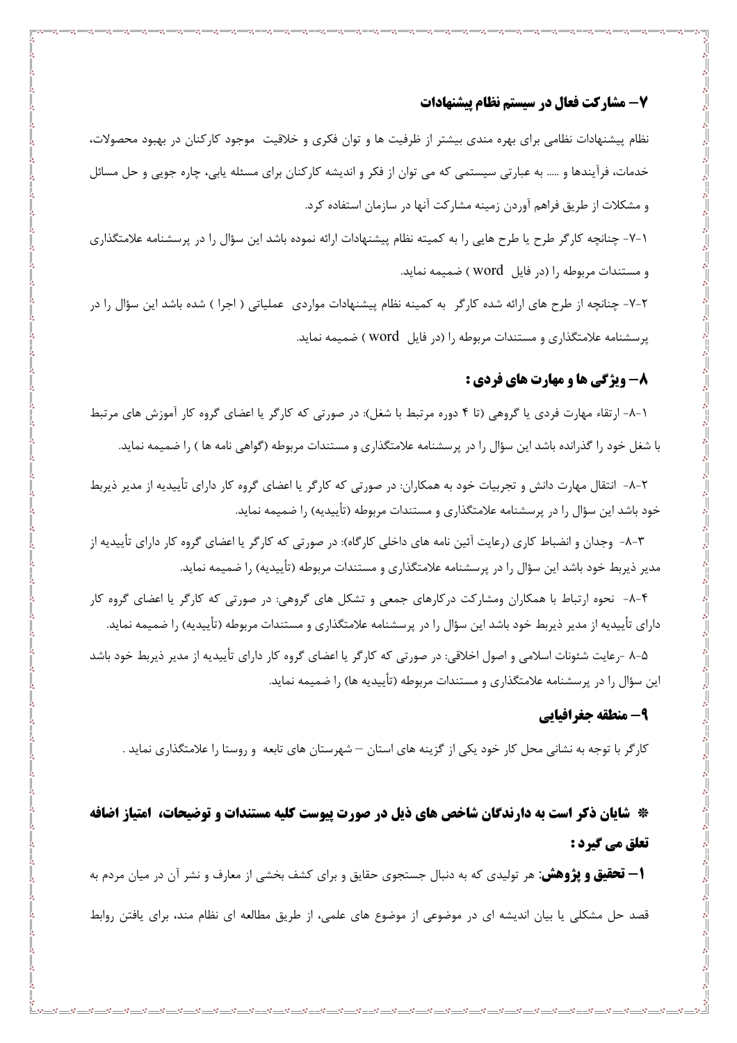## ۷– مشارکت فعال در سیستم نظام پیشنهادات

نظام پیشنهادات نظامی برای بهره مندی بیشتر از ظرفیت ها و توان فکری و خلاقیت موجود کارکنان در بهبود محصولات، خدمات، فرآیندها و ..... به عبارتی سیستمی که می توان از فکر و اندیشه کارکنان برای مسئله یابی، چاره جویی و حل مسائل و مشکلات از طریق فراهم آوردن زمینه مشارکت آنها در سازمان استفاده کرد.

۱-۷- چنانچه کارگر طرح یا طرح هایی را به کمیته نظام پیشنهادات ارائه نموده باشد این سؤال را در پرسشنامه علامتگذاری و مستندات مربوطه را (در فایل word ) ضمیمه نماید.

۲-۷- چنانچه از طرح های ارائه شده کارگر به کمینه نظام پیشنهادات مواردی عملیاتی ( اجرا ) شده باشد این سؤال را در پرسشنامه علامتگذاری و مستندات مربوطه را (در فایل word ) ضمیمه نماید.

## ۸– ویژگی ها و مهارت های فردی :

۱-۸- ارتقاء مهارت فردی یا گروهی (تا ۴ دوره مرتبط با شغل): در صورتی که کارگر یا اعضای گروه کار آموزش های مرتبط با شغل خود را گذرانده باشد این سؤال را در پرسشنامه علامتگذاری و مستندات مربوطه (گواهی نامه ها ) را ضمیمه نماید.

۲-۸- انتقال مهارت دانش و تجربیات خود به همکاران: در صورتی که کارگر یا اعضای گروه کار دارای تأییدیه از مدیر ذیربط خود باشد این سؤال را در پرسشنامه علامتگذاری و مستندات مربوطه (تأییدیه) را ضمیمه نماید.

۳-۸- وجدان و انضباط کاری (رعایت آئین نامه های داخلی کارگاه): در صورتی که کارگر یا اعضای گروه کار دارای تأییدیه از مدیر ذیربط خود باشد این سؤال را در پرسشنامه علامتگذاری و مستندات مربوطه (تأییدیه) را ضمیمه نماید.

۴-۸- نحوه ارتباط با همکاران ومشارکت درکارهای جمعی و تشکل های گروهی: در صورتی که کارگر یا اعضای گروه کار دارای تأییدیه از مدیر ذیربط خود باشد این سؤال را در پرسشنامه علامتگذاری و مستندات مربوطه (تأییدیه) را ضمیمه نماید.

۵-۸ -رعایت شئونات اسلامی و اصول اخلاقی: در صورتی که کارگر یا اعضای گروه کار دارای تأییدیه از مدیر ذیربط خود باشد این سؤال را در پرسشنامه علامتگذاری و مستندات مربوطه (تأییدیه ها) را ضمیمه نماید.

## ۹– منطقه جغرافیایی

کارگر با توجه به نشانی محل کار خود یکی از گزینه های استان – شهرستان های تابعه و روستا را علامتگذاری نماید .

## * شایان ذکر است به دارندگان شاخص های ذیل در صورت پیوست کلیه مستندات و توضیحات، امتیاز اضافه تعلق می گیرد :

**۱– تحقیق و پژوهش:** هر تولیدی که به دنبال جستجوی حقایق و برای کشف بخشی از معارف و نشر آن در میان مردم به قصد حل مشکلی یا بیان اندیشه ای در موضوعی از موضوع های علمی، از طریق مطالعه ای نظام مند، برای یافتن روابط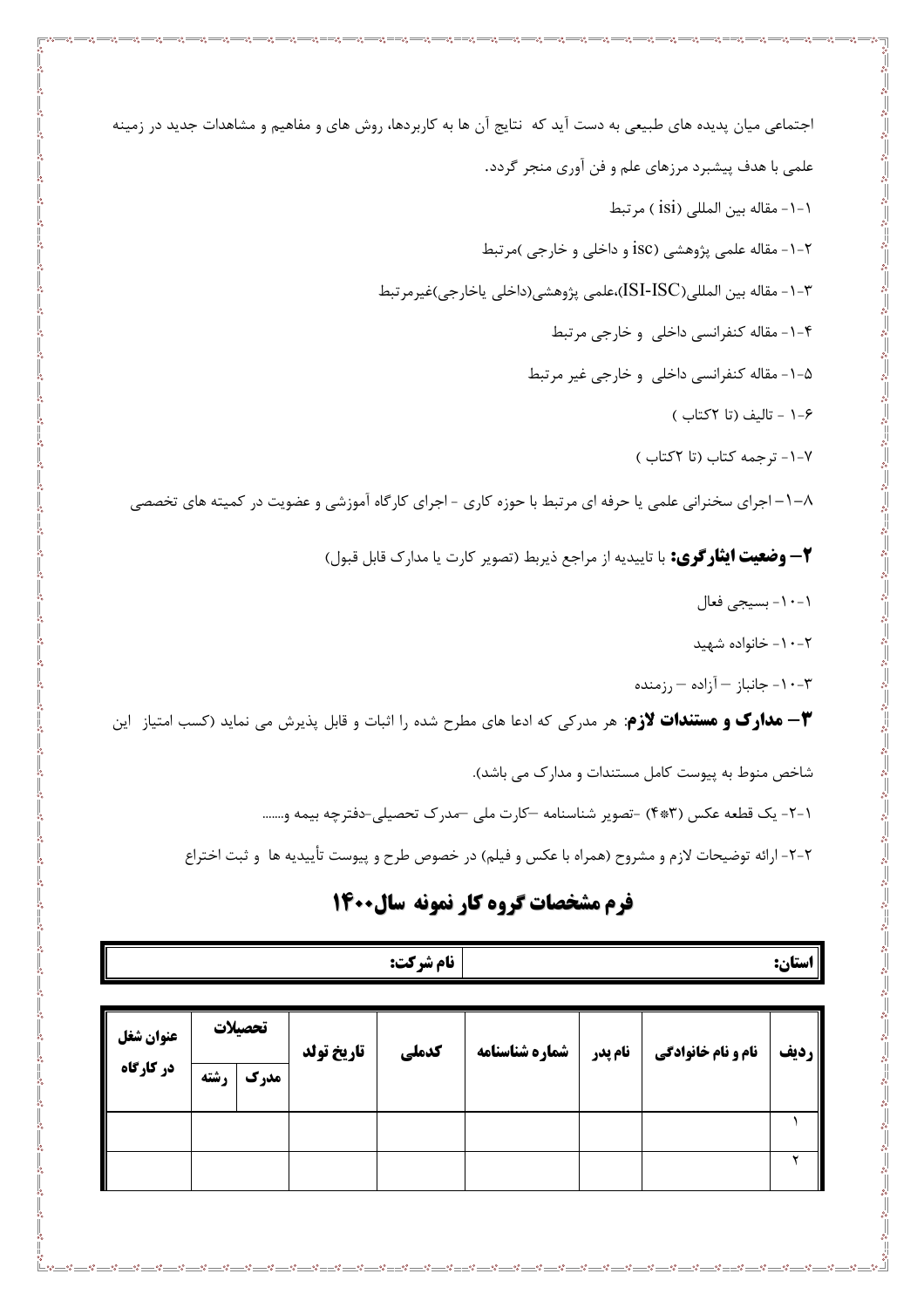اجتماعی میان پدیده های طبیعی به دست آید که نتایج آن ها به کاربردها، روش های و مفاهیم و مشاهدات جدید در زمینه علمی با هدف پیشبرد مرزهای علم و فن آوری منجر گردد.

۱-۱- مقاله بین المللی (isi ) مرتبط

۱-۲- مقاله علمی پژوهشی (isc و داخلی و خارجی )مرتبط

۱-۳- مقاله بین المللی(ISI-ISC)،علمی پژوهشی(داخلی یاخارجی)غیرمرتبط

۱-۴- مقاله کنفرانسی داخلی و خارجی مرتبط

۱-۵- مقاله کنفرانسی داخلی و خارجی غیر مرتبط

۱-۶ - تالیف (تا ۲کتاب )

۱-۷- ترجمه کتاب (تا ۲کتاب )

۱-۸- اجرای سخنرانی علمی یا حرفه ای مرتبط با حوزه کاری - اجرای کارگاه آموزشی و عضویت در کمیته های تخصصی

**۲– وضعیت ایثارگری:** با تاییدیه از مراجع ذیربط (تصویر کارت یا مدارک قابل قبول)

۱-۱۰- بسیجی فعال

۲-۱۰- خانواده شهید

۳-۱۰- جانباز – آزاده – رزمنده

**۳– مدارک و مستندات لازم**: هر مدرکی که ادعا های مطرح شده را اثبات و قابل پذیرش می نماید (کسب امتیاز این شاخص منوط به پیوست کامل مستندات و مدارک می باشد).

۱-۲- یک قطعه عکس (۳*۴) -تصویر شناسنامه –کارت ملی –مدرک تحصیلی-دفترچه بیمه و.......

۲-۲- ارائه توضیحات لازم و مشروح (همراه با عکس و فیلم) در خصوص طرح و پیوست تأییدیه ها و ثبت اختراع

## فرم مشخصات گروه کار نمونه سال۱۴۰۰

| استان: | نام شرکت: |
|---|---|

| ردیف | نام و نام خانوادگی | نام پدر | شماره شناسنامه | کدملی | تاریخ تولد | تحصیلات | | عنوان شغل در کارگاه |
|---|---|---|---|---|---|---|---|---|
| | | | | | | مدرک | رشته | |
| ۱ | | | | | | | | |
| ۲ | | | | | | | | |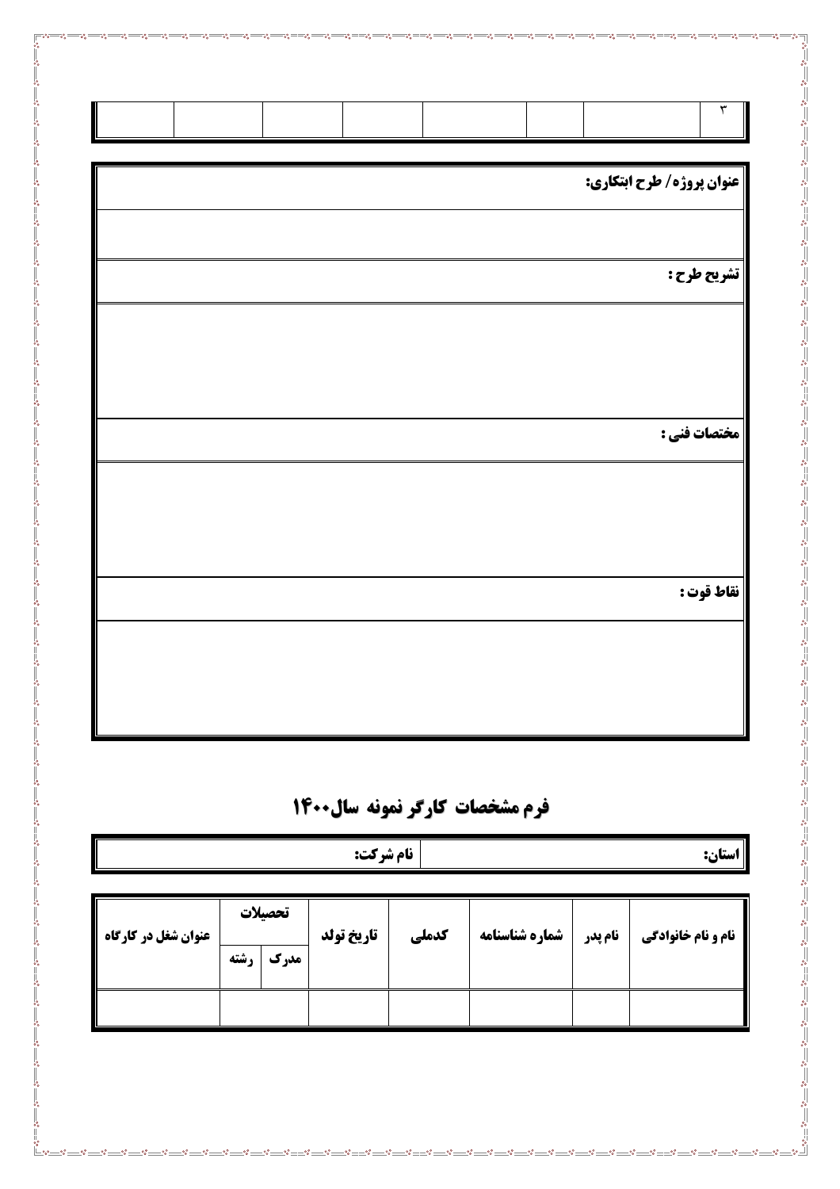| ۳ | | | | | | | |
|---|---|---|---|---|---|---|---|

| **عنوان پروژه/ طرح ابتکاری:** |
|---|
| |
| **تشریح طرح :** |
| |
| **مختصات فنی :** |
| |
| **نقاط قوت :** |
| |

## فرم مشخصات کارگر نمونه سال۱۴۰۰

| **استان:** | **نام شرکت:** |
|---|---|

| **نام و نام خانوادگی** | **نام پدر** | **شماره شناسنامه** | **کدملی** | **تاریخ تولد** | **تحصیلات** | | **عنوان شغل در کارگاه** |
|---|---|---|---|---|---|---|---|
| | | | | | **مدرک** | **رشته** | |
| | | | | | | | |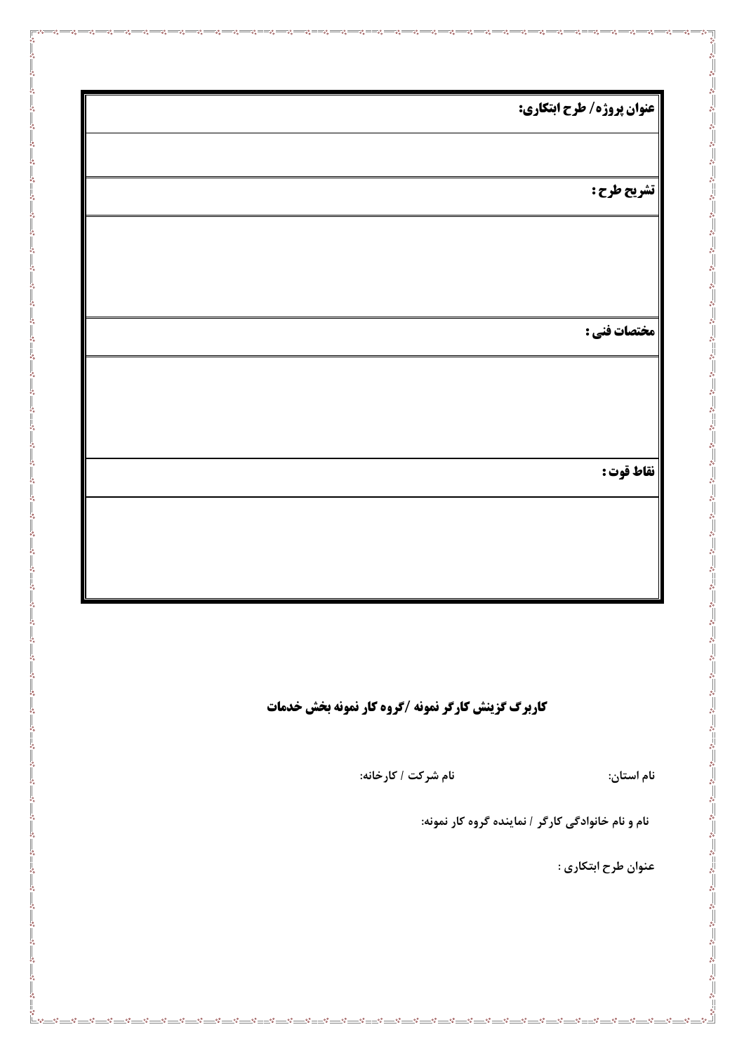| عنوان پروژه/ طرح ابتکاری: |
|---|
| |
| تشریح طرح : |
| |
| مختصات فنی : |
| |
| نقاط قوت : |
| |

## کاربرگ گزینش کارگر نمونه /گروه کار نمونه بخش خدمات

**نام استان:** **نام شرکت / کارخانه:**

**نام و نام خانوادگی کارگر / نماینده گروه کار نمونه:**

**عنوان طرح ابتکاری :**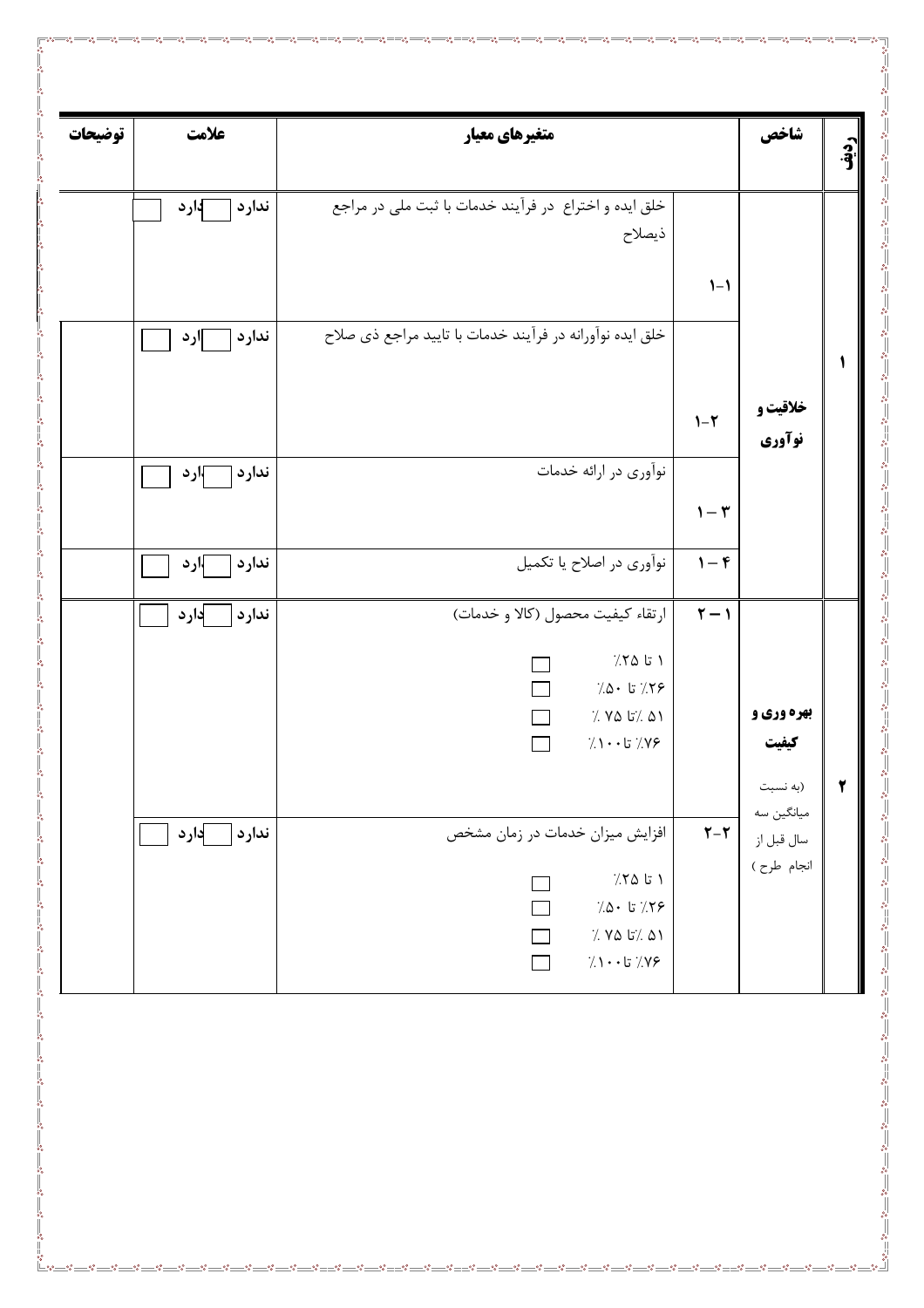| ردیف | شاخص | | متغیرهای معیار | علامت | توضیحات |
|---|---|---|---|---|---|
| ۱ | خلاقیت و نوآوری | ۱-۱ | خلق ایده و اختراع در فرآیند خدمات با ثبت ملی در مراجع ذیصلاح | ندارد ☐ دارد ☐ | |
| | | ۱-۲ | خلق ایده نوآورانه در فرآیند خدمات با تایید مراجع ذی صلاح | ندارد ☐ دارد ☐ | |
| | | ۱ – ۳ | نوآوری در ارائه خدمات | ندارد ☐ دارد ☐ | |
| | | ۱ – ۴ | نوآوری در اصلاح یا تکمیل | ندارد ☐ دارد ☐ | |
| ۲ | بهره وری و کیفیت (به نسبت میانگین سه سال قبل از انجام طرح) | ۲ – ۱ | ارتقاء کیفیت محصول (کالا و خدمات)<br>۱ تا ۲۵٪ ☐<br>۲۶٪ تا ۵۰٪ ☐<br>۵۱ ٪تا ۷۵ ٪ ☐<br>۷۶٪ تا۱۰۰٪ ☐ | ندارد ☐ دارد ☐ | |
| | | ۲-۲ | افزایش میزان خدمات در زمان مشخص<br>۱ تا ۲۵٪ ☐<br>۲۶٪ تا ۵۰٪ ☐<br>۵۱ ٪تا ۷۵ ٪ ☐<br>۷۶٪ تا۱۰۰٪ ☐ | ندارد ☐ دارد ☐ | |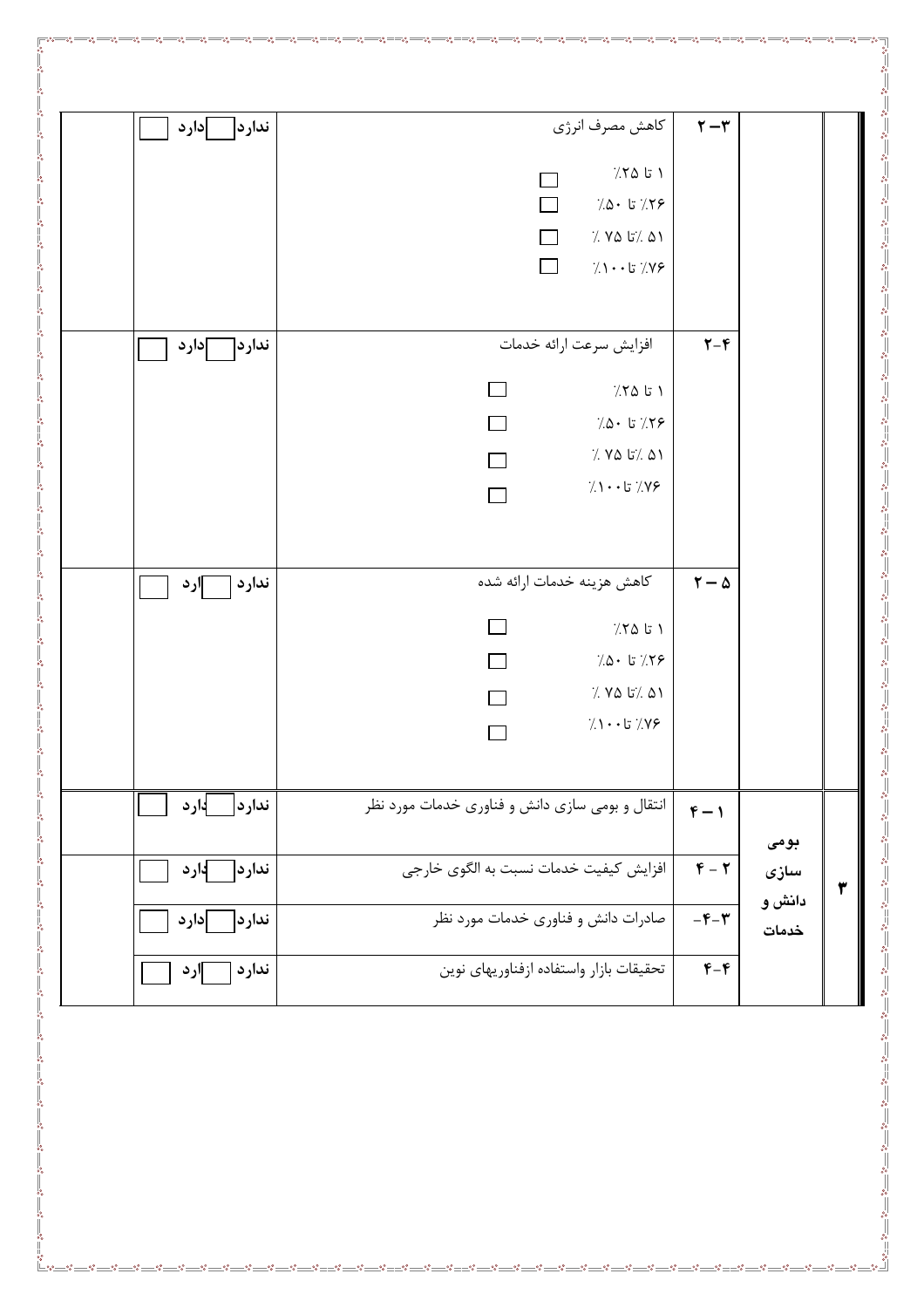| | | | | | |
|---|---|---|---|---|---|
| | | ۲–۳ | کاهش مصرف انرژی<br>۱ تا ۲۵٪ ☐<br>۲۶٪ تا ۵۰٪ ☐<br>۵۱ ٪تا ۷۵ ٪ ☐<br>۷۶٪ تا۱۰۰٪ ☐ | **ندارد** ☐ دارد ☐ | |
| | | ۲-۴ | افزایش سرعت ارائه خدمات<br>۱ تا ۲۵٪ ☐<br>۲۶٪ تا ۵۰٪ ☐<br>۵۱ ٪تا ۷۵ ٪ ☐<br>۷۶٪ تا۱۰۰٪ ☐ | **ندارد** ☐ دارد ☐ | |
| | | ۲ – ۵ | کاهش هزینه خدمات ارائه شده<br>۱ تا ۲۵٪ ☐<br>۲۶٪ تا ۵۰٪ ☐<br>۵۱ ٪تا ۷۵ ٪ ☐<br>۷۶٪ تا۱۰۰٪ ☐ | **ندارد** ☐ دارد ☐ | |
| ۳ | **بومی سازی دانش و خدمات** | ۴ – ۱ | انتقال و بومی سازی دانش و فناوری خدمات مورد نظر | **ندارد** ☐ دارد ☐ | |
| | | ۴ - ۲ | افزایش کیفیت خدمات نسبت به الگوی خارجی | **ندارد** ☐ دارد ☐ | |
| | | -۴-۳ | صادرات دانش و فناوری خدمات مورد نظر | **ندارد** ☐ دارد ☐ | |
| | | ۴-۴ | تحقیقات بازار واستفاده ازفناوریهای نوین | **ندارد** ☐ دارد ☐ | |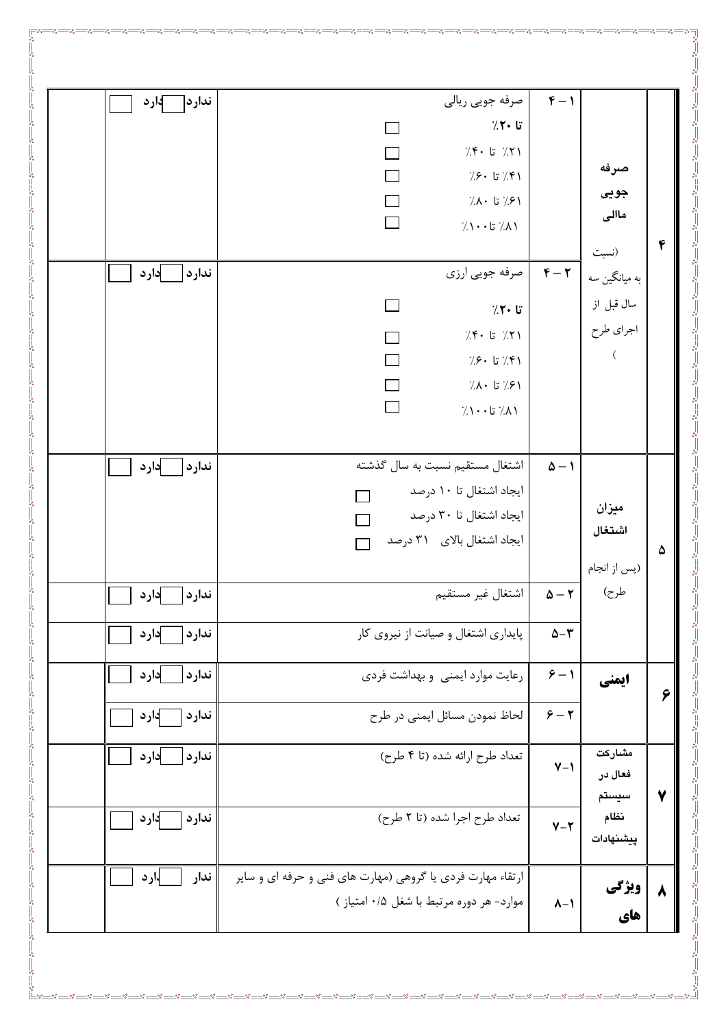| ردیف | عنوان | شماره | شرح | وضعیت | |
|---|---|---|---|---|---|
| ۴ | **صرفه جویی مالی** (نسبت به میانگین سه سال قبل از اجرای طرح) | ۴ – ۱ | صرفه جویی ریالی<br>**تا ۲۰٪** ☐<br>۲۱٪ تا ۴۰٪ ☐<br>۴۱٪ تا ۶۰٪ ☐<br>۶۱٪ تا ۸۰٪ ☐<br>۸۱٪ تا۱۰۰٪ ☐ | **ندارد** ☐ **دارد** ☐ | |
| | | ۴ – ۲ | صرفه جویی ارزی<br>**تا ۲۰٪** ☐<br>۲۱٪ تا ۴۰٪ ☐<br>۴۱٪ تا ۶۰٪ ☐<br>۶۱٪ تا ۸۰٪ ☐<br>۸۱٪ تا۱۰۰٪ ☐ | **ندارد** ☐ **دارد** ☐ | |
| ۵ | **میزان اشتغال** (پس از انجام طرح) | ۵ – ۱ | اشتغال مستقیم نسبت به سال گذشته<br>ایجاد اشتغال تا ۱۰ درصد ☐<br>ایجاد اشتغال تا ۳۰ درصد ☐<br>ایجاد اشتغال بالای ۳۱ درصد ☐ | **ندارد** ☐ **دارد** ☐ | |
| | | ۵ – ۲ | اشتغال غیر مستقیم | **ندارد** ☐ **دارد** ☐ | |
| | | ۵–۳ | پایداری اشتغال و صیانت از نیروی کار | **ندارد** ☐ **دارد** ☐ | |
| ۶ | **ایمنی** | ۶ – ۱ | رعایت موارد ایمنی و بهداشت فردی | **ندارد** ☐ **دارد** ☐ | |
| | | ۶ – ۲ | لحاظ نمودن مسائل ایمنی در طرح | **ندارد** ☐ **دارد** ☐ | |
| ۷ | **مشارکت فعال در سیستم نظام پیشنهادات** | ۷–۱ | تعداد طرح ارائه شده (تا ۴ طرح) | **ندارد** ☐ **دارد** ☐ | |
| | | ۷–۲ | تعداد طرح اجرا شده (تا ۲ طرح) | **ندارد** ☐ **دارد** ☐ | |
| ۸ | **ویژگی های** | ۸–۱ | ارتقاء مهارت فردی یا گروهی (مهارت های فنی و حرفه ای و سایر موارد- هر دوره مرتبط با شغل ۰/۵ امتیاز ) | **ندار** ☐ **دارد** ☐ | |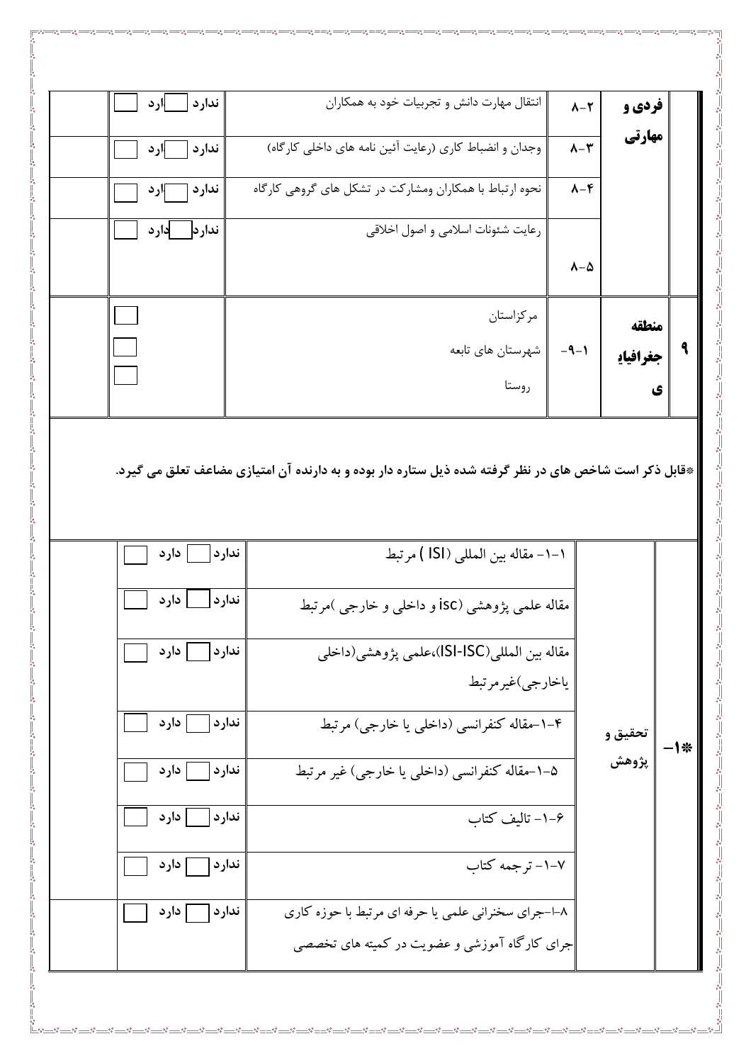| | | | | | |
|---|---|---|---|---|---|
| | فردی و مهارتی | ۸-۲ | انتقال مهارت دانش و تجربیات خود به همکاران | ندارد ☐ دارد ☐ | |
| | | ۸-۳ | وجدان و انضباط کاری (رعایت آئین نامه های داخلی کارگاه) | ندارد ☐ دارد ☐ | |
| | | ۸-۴ | نحوه ارتباط با همکاران ومشارکت در تشکل های گروهی کارگاه | ندارد ☐ دارد ☐ | |
| | | ۸-۵ | رعایت شئونات اسلامی و اصول اخلاقی | ندارد ☐ دارد ☐ | |
| ۹ | منطقه جغرافیای | -۹-۱ | مرکزاستان<br>شهرستان های تابعه<br>روستا | ☐<br>☐<br>☐ | |

*قابل ذکر است شاخص های در نظر گرفته شده ذیل ستاره دار بوده و به دارنده آن امتیازی مضاعف تعلق می گیرد.

| | | | | |
|---|---|---|---|---|
| *۱- | تحقیق و پژوهش | ۱-۱- مقاله بین المللی (ISI ) مرتبط | ندارد ☐ دارد ☐ | |
| | | مقاله علمی پژوهشی (isc و داخلی و خارجی )مرتبط | ندارد ☐ دارد ☐ | |
| | | مقاله بین المللی(ISI-ISC)،علمی پژوهشی(داخلی یاخارجی)غیرمرتبط | ندارد ☐ دارد ☐ | |
| | | ۴-۱-مقاله کنفرانسی (داخلی یا خارجی) مرتبط | ندارد ☐ دارد ☐ | |
| | | ۵-۱-مقاله کنفرانسی (داخلی یا خارجی) غیر مرتبط | ندارد ☐ دارد ☐ | |
| | | ۶-۱- تالیف کتاب | ندارد ☐ دارد ☐ | |
| | | ۷-۱- ترجمه کتاب | ندارد ☐ دارد ☐ | |
| | | ۸-۱-جرای سخنرانی علمی یا حرفه ای مرتبط با حوزه کاری جرای کارگاه آموزشی و عضویت در کمیته های تخصصی | ندارد ☐ دارد ☐ | |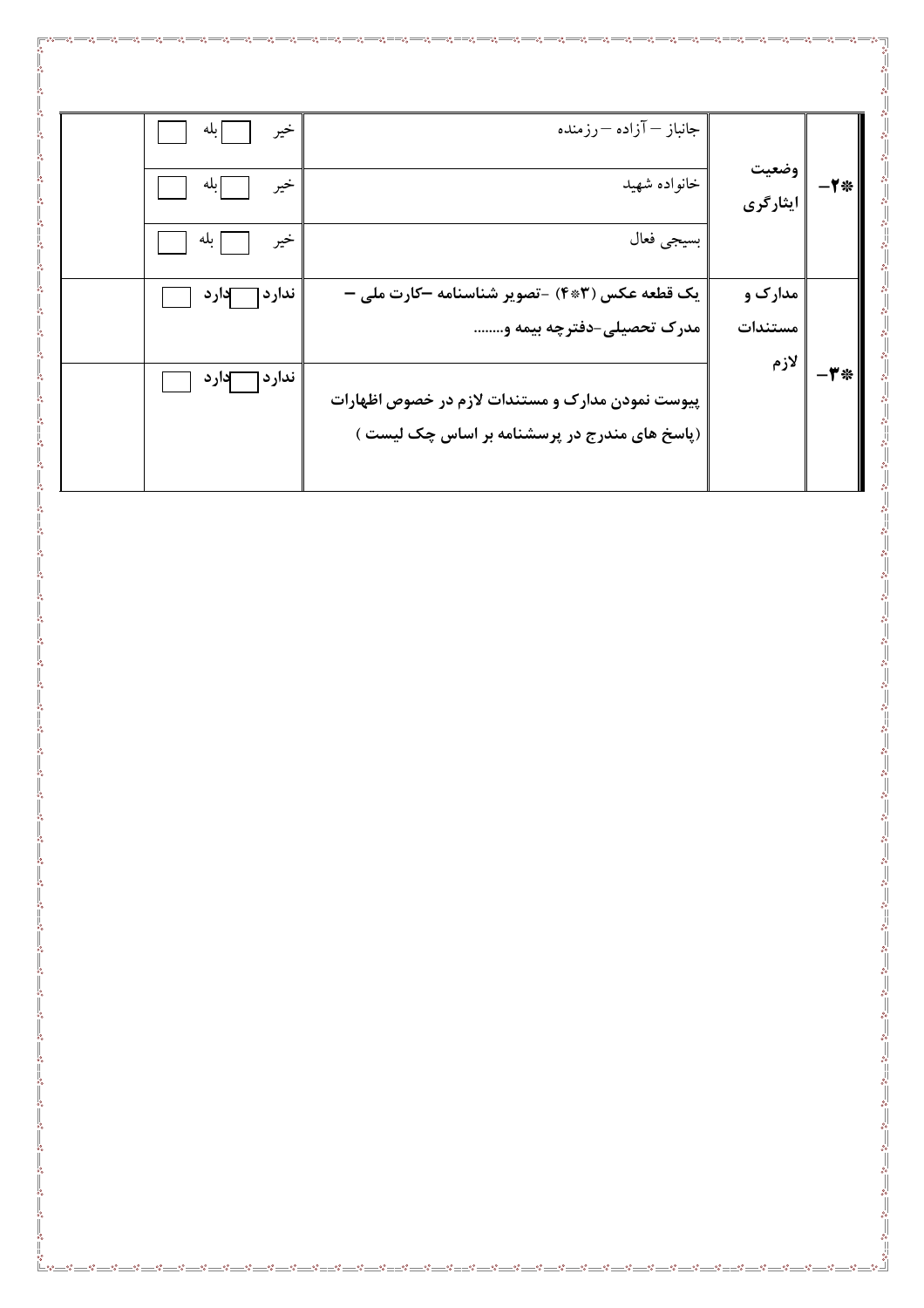| | | | | |
|---|---|---|---|---|
| ❋۲- | وضعیت ایثارگری | جانباز – آزاده – رزمنده | خیر ☐ بله ☐ | |
| | | خانواده شهید | خیر ☐ بله ☐ | |
| | | بسیجی فعال | خیر ☐ بله ☐ | |
| ❋۳- | **مدارک و مستندات لازم** | **یک قطعه عکس (۳*۴) -تصویر شناسنامه –کارت ملی – مدرک تحصیلی-دفترچه بیمه و........** | **ندارد ☐ دارد ☐** | |
| | | **پیوست نمودن مدارک و مستندات لازم در خصوص اظهارات (پاسخ های مندرج در پرسشنامه بر اساس چک لیست )** | **ندارد ☐ دارد ☐** | |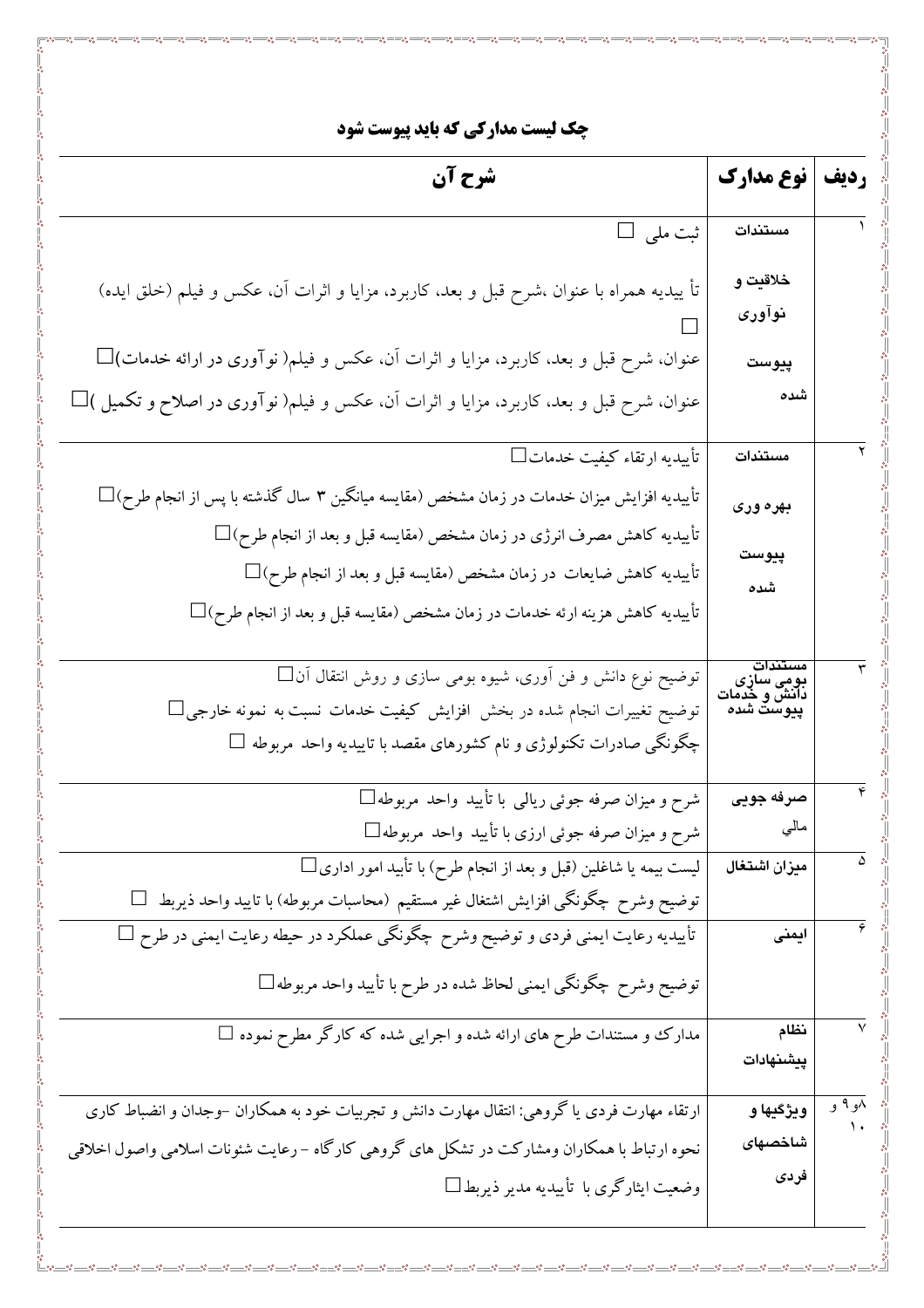## چک لیست مدارکی که باید پیوست شود

| ردیف | نوع مدارک | شرح آن |
|---|---|---|
| ۱ | مستندات خلاقیت و نوآوری پیوست شده | ثبت ملی ☐<br>تأ ییدیه همراه با عنوان ،شرح قبل و بعد، کاربرد، مزایا و اثرات آن، عکس و فیلم (خلق ایده) ☐<br>عنوان، شرح قبل و بعد، کاربرد، مزایا و اثرات آن، عکس و فیلم( نوآوری در ارائه خدمات)☐<br>عنوان، شرح قبل و بعد، کاربرد، مزایا و اثرات آن، عکس و فیلم( نوآوری در اصلاح و تکمیل )☐ |
| ۲ | مستندات بهره وری پیوست شده | تأییدیه ارتقاء کیفیت خدمات☐<br>تأییدیه افزایش میزان خدمات در زمان مشخص (مقایسه میانگین ۳ سال گذشته با پس از انجام طرح)☐<br>تأییدیه کاهش مصرف انرژی در زمان مشخص (مقایسه قبل و بعد از انجام طرح)☐<br>تأییدیه کاهش ضایعات در زمان مشخص (مقایسه قبل و بعد از انجام طرح)☐<br>تأییدیه کاهش هزینه ارئه خدمات در زمان مشخص (مقایسه قبل و بعد از انجام طرح)☐ |
| ۳ | مستندات بومی سازی دانش و خدمات پیوست شده | توضیح نوع دانش و فن آوری، شیوه بومی سازی و روش انتقال آن☐<br>توضیح تغییرات انجام شده در بخش افزایش کیفیت خدمات نسبت به نمونه خارجی☐<br>چگونگی صادرات تکنولوژی و نام کشورهای مقصد با تاییدیه واحد مربوطه ☐ |
| ۴ | صرفه جویی مالي | شرح و میزان صرفه جوئی ریالی با تأیید واحد مربوطه☐<br>شرح و میزان صرفه جوئی ارزی با تأیید واحد مربوطه☐ |
| ۵ | میزان اشتغال | لیست بیمه یا شاغلین (قبل و بعد از انجام طرح) با تأیید امور اداری☐<br>توضیح وشرح چگونگی افزایش اشتغال غیر مستقیم (محاسبات مربوطه) با تایید واحد ذیربط ☐ |
| ۶ | ایمنی | تأییدیه رعایت ایمنی فردی و توضیح وشرح چگونگی عملکرد در حیطه رعایت ایمنی در طرح ☐<br>توضیح وشرح چگونگی ایمنی لحاظ شده در طرح با تأیید واحد مربوطه☐ |
| ۷ | نظام پیشنهادات | مدارک و مستندات طرح های ارائه شده و اجرایی شده که کارگر مطرح نموده ☐ |
| ۸و۹ و ۱۰ | ویژگیها و شاخصهای فردی | ارتقاء مهارت فردی یا گروهی: انتقال مهارت دانش و تجربیات خود به همکاران -وجدان و انضباط کاری<br>نحوه ارتباط با همکاران ومشارکت در تشکل های گروهی کارگاه - رعایت شئونات اسلامی واصول اخلاقی<br>وضعیت ایثارگری با تأییدیه مدیر ذیربط☐ |